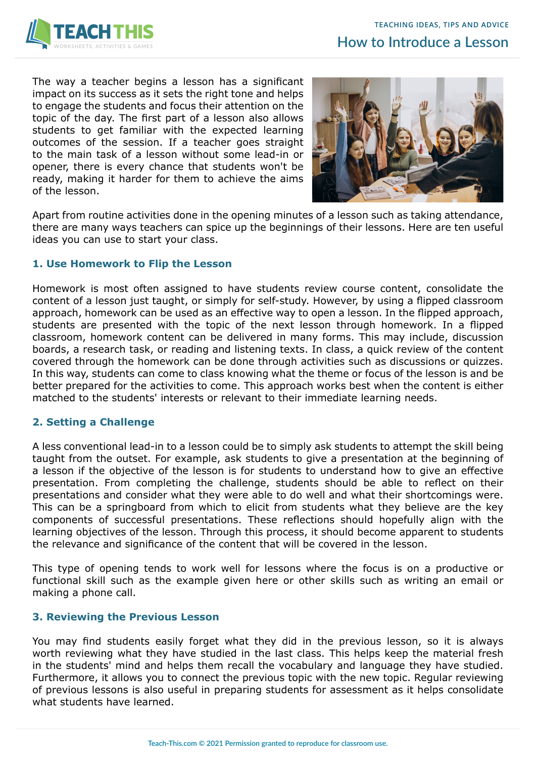# How to Introduce a Lesson

The way a teacher begins a lesson has a significant impact on its success as it sets the right tone and helps to engage the students and focus their attention on the topic of the day. The first part of a lesson also allows students to get familiar with the expected learning outcomes of the session. If a teacher goes straight to the main task of a lesson without some lead-in or opener, there is every chance that students won't be ready, making it harder for them to achieve the aims of the lesson.

Apart from routine activities done in the opening minutes of a lesson such as taking attendance, there are many ways teachers can spice up the beginnings of their lessons. Here are ten useful ideas you can use to start your class.

### 1. Use Homework to Flip the Lesson

Homework is most often assigned to have students review course content, consolidate the content of a lesson just taught, or simply for self-study. However, by using a flipped classroom approach, homework can be used as an effective way to open a lesson. In the flipped approach, students are presented with the topic of the next lesson through homework. In a flipped classroom, homework content can be delivered in many forms. This may include, discussion boards, a research task, or reading and listening texts. In class, a quick review of the content covered through the homework can be done through activities such as discussions or quizzes. In this way, students can come to class knowing what the theme or focus of the lesson is and be better prepared for the activities to come. This approach works best when the content is either matched to the students' interests or relevant to their immediate learning needs.

### 2. Setting a Challenge

A less conventional lead-in to a lesson could be to simply ask students to attempt the skill being taught from the outset. For example, ask students to give a presentation at the beginning of a lesson if the objective of the lesson is for students to understand how to give an effective presentation. From completing the challenge, students should be able to reflect on their presentations and consider what they were able to do well and what their shortcomings were. This can be a springboard from which to elicit from students what they believe are the key components of successful presentations. These reflections should hopefully align with the learning objectives of the lesson. Through this process, it should become apparent to students the relevance and significance of the content that will be covered in the lesson.

This type of opening tends to work well for lessons where the focus is on a productive or functional skill such as the example given here or other skills such as writing an email or making a phone call.

### 3. Reviewing the Previous Lesson

You may find students easily forget what they did in the previous lesson, so it is always worth reviewing what they have studied in the last class. This helps keep the material fresh in the students' mind and helps them recall the vocabulary and language they have studied. Furthermore, it allows you to connect the previous topic with the new topic. Regular reviewing of previous lessons is also useful in preparing students for assessment as it helps consolidate what students have learned.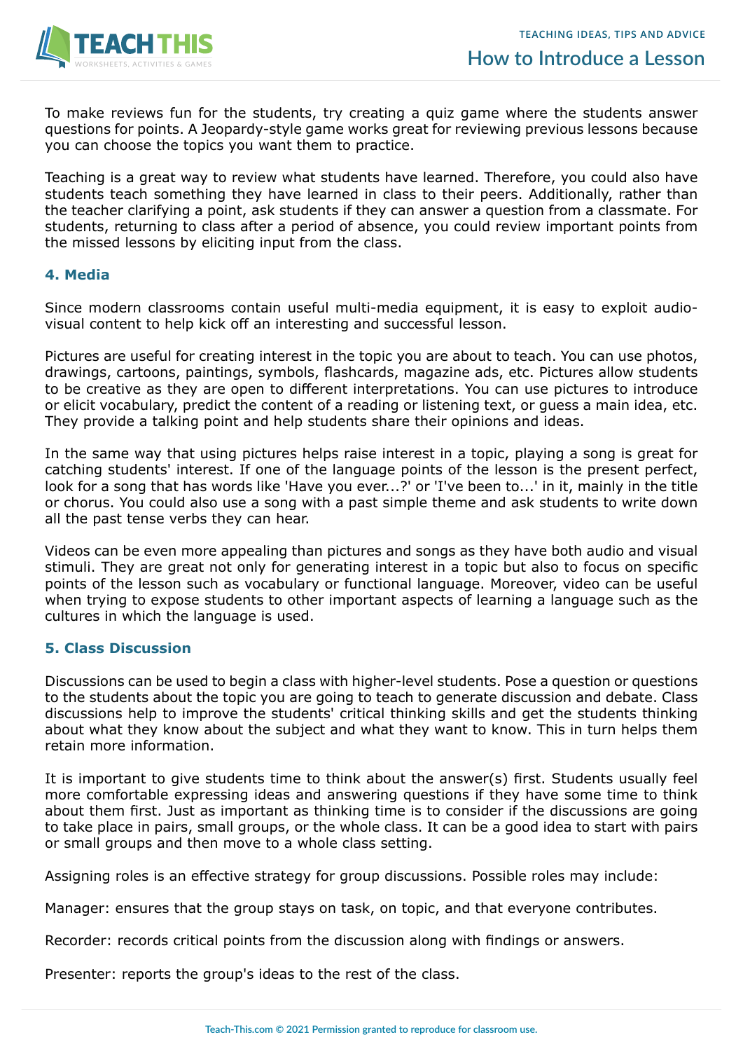To make reviews fun for the students, try creating a quiz game where the students answer questions for points. A Jeopardy-style game works great for reviewing previous lessons because you can choose the topics you want them to practice.

Teaching is a great way to review what students have learned. Therefore, you could also have students teach something they have learned in class to their peers. Additionally, rather than the teacher clarifying a point, ask students if they can answer a question from a classmate. For students, returning to class after a period of absence, you could review important points from the missed lessons by eliciting input from the class.

### 4. Media

Since modern classrooms contain useful multi-media equipment, it is easy to exploit audio-visual content to help kick off an interesting and successful lesson.

Pictures are useful for creating interest in the topic you are about to teach. You can use photos, drawings, cartoons, paintings, symbols, flashcards, magazine ads, etc. Pictures allow students to be creative as they are open to different interpretations. You can use pictures to introduce or elicit vocabulary, predict the content of a reading or listening text, or guess a main idea, etc. They provide a talking point and help students share their opinions and ideas.

In the same way that using pictures helps raise interest in a topic, playing a song is great for catching students' interest. If one of the language points of the lesson is the present perfect, look for a song that has words like 'Have you ever...?' or 'I've been to...' in it, mainly in the title or chorus. You could also use a song with a past simple theme and ask students to write down all the past tense verbs they can hear.

Videos can be even more appealing than pictures and songs as they have both audio and visual stimuli. They are great not only for generating interest in a topic but also to focus on specific points of the lesson such as vocabulary or functional language. Moreover, video can be useful when trying to expose students to other important aspects of learning a language such as the cultures in which the language is used.

### 5. Class Discussion

Discussions can be used to begin a class with higher-level students. Pose a question or questions to the students about the topic you are going to teach to generate discussion and debate. Class discussions help to improve the students' critical thinking skills and get the students thinking about what they know about the subject and what they want to know. This in turn helps them retain more information.

It is important to give students time to think about the answer(s) first. Students usually feel more comfortable expressing ideas and answering questions if they have some time to think about them first. Just as important as thinking time is to consider if the discussions are going to take place in pairs, small groups, or the whole class. It can be a good idea to start with pairs or small groups and then move to a whole class setting.

Assigning roles is an effective strategy for group discussions. Possible roles may include:

Manager: ensures that the group stays on task, on topic, and that everyone contributes.

Recorder: records critical points from the discussion along with findings or answers.

Presenter: reports the group's ideas to the rest of the class.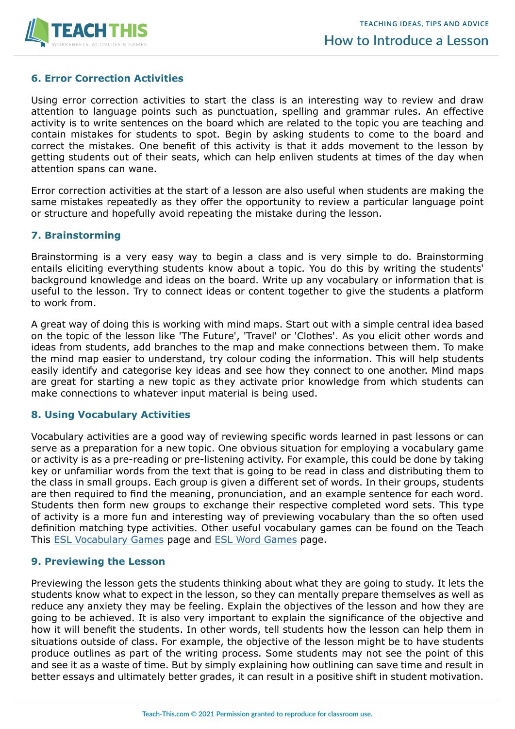## 6. Error Correction Activities

Using error correction activities to start the class is an interesting way to review and draw attention to language points such as punctuation, spelling and grammar rules. An effective activity is to write sentences on the board which are related to the topic you are teaching and contain mistakes for students to spot. Begin by asking students to come to the board and correct the mistakes. One benefit of this activity is that it adds movement to the lesson by getting students out of their seats, which can help enliven students at times of the day when attention spans can wane.

Error correction activities at the start of a lesson are also useful when students are making the same mistakes repeatedly as they offer the opportunity to review a particular language point or structure and hopefully avoid repeating the mistake during the lesson.

## 7. Brainstorming

Brainstorming is a very easy way to begin a class and is very simple to do. Brainstorming entails eliciting everything students know about a topic. You do this by writing the students' background knowledge and ideas on the board. Write up any vocabulary or information that is useful to the lesson. Try to connect ideas or content together to give the students a platform to work from.

A great way of doing this is working with mind maps. Start out with a simple central idea based on the topic of the lesson like 'The Future', 'Travel' or 'Clothes'. As you elicit other words and ideas from students, add branches to the map and make connections between them. To make the mind map easier to understand, try colour coding the information. This will help students easily identify and categorise key ideas and see how they connect to one another. Mind maps are great for starting a new topic as they activate prior knowledge from which students can make connections to whatever input material is being used.

## 8. Using Vocabulary Activities

Vocabulary activities are a good way of reviewing specific words learned in past lessons or can serve as a preparation for a new topic. One obvious situation for employing a vocabulary game or activity is as a pre-reading or pre-listening activity. For example, this could be done by taking key or unfamiliar words from the text that is going to be read in class and distributing them to the class in small groups. Each group is given a different set of words. In their groups, students are then required to find the meaning, pronunciation, and an example sentence for each word. Students then form new groups to exchange their respective completed word sets. This type of activity is a more fun and interesting way of previewing vocabulary than the so often used definition matching type activities. Other useful vocabulary games can be found on the Teach This ESL Vocabulary Games page and ESL Word Games page.

## 9. Previewing the Lesson

Previewing the lesson gets the students thinking about what they are going to study. It lets the students know what to expect in the lesson, so they can mentally prepare themselves as well as reduce any anxiety they may be feeling. Explain the objectives of the lesson and how they are going to be achieved. It is also very important to explain the significance of the objective and how it will benefit the students. In other words, tell students how the lesson can help them in situations outside of class. For example, the objective of the lesson might be to have students produce outlines as part of the writing process. Some students may not see the point of this and see it as a waste of time. But by simply explaining how outlining can save time and result in better essays and ultimately better grades, it can result in a positive shift in student motivation.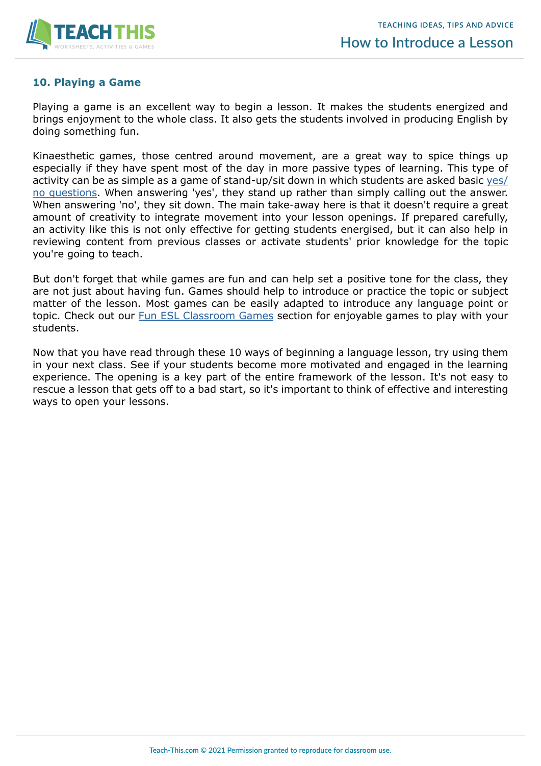### 10. Playing a Game

Playing a game is an excellent way to begin a lesson. It makes the students energized and brings enjoyment to the whole class. It also gets the students involved in producing English by doing something fun.

Kinaesthetic games, those centred around movement, are a great way to spice things up especially if they have spent most of the day in more passive types of learning. This type of activity can be as simple as a game of stand-up/sit down in which students are asked basic yes/no questions. When answering 'yes', they stand up rather than simply calling out the answer. When answering 'no', they sit down. The main take-away here is that it doesn't require a great amount of creativity to integrate movement into your lesson openings. If prepared carefully, an activity like this is not only effective for getting students energised, but it can also help in reviewing content from previous classes or activate students' prior knowledge for the topic you're going to teach.

But don't forget that while games are fun and can help set a positive tone for the class, they are not just about having fun. Games should help to introduce or practice the topic or subject matter of the lesson. Most games can be easily adapted to introduce any language point or topic. Check out our Fun ESL Classroom Games section for enjoyable games to play with your students.

Now that you have read through these 10 ways of beginning a language lesson, try using them in your next class. See if your students become more motivated and engaged in the learning experience. The opening is a key part of the entire framework of the lesson. It's not easy to rescue a lesson that gets off to a bad start, so it's important to think of effective and interesting ways to open your lessons.